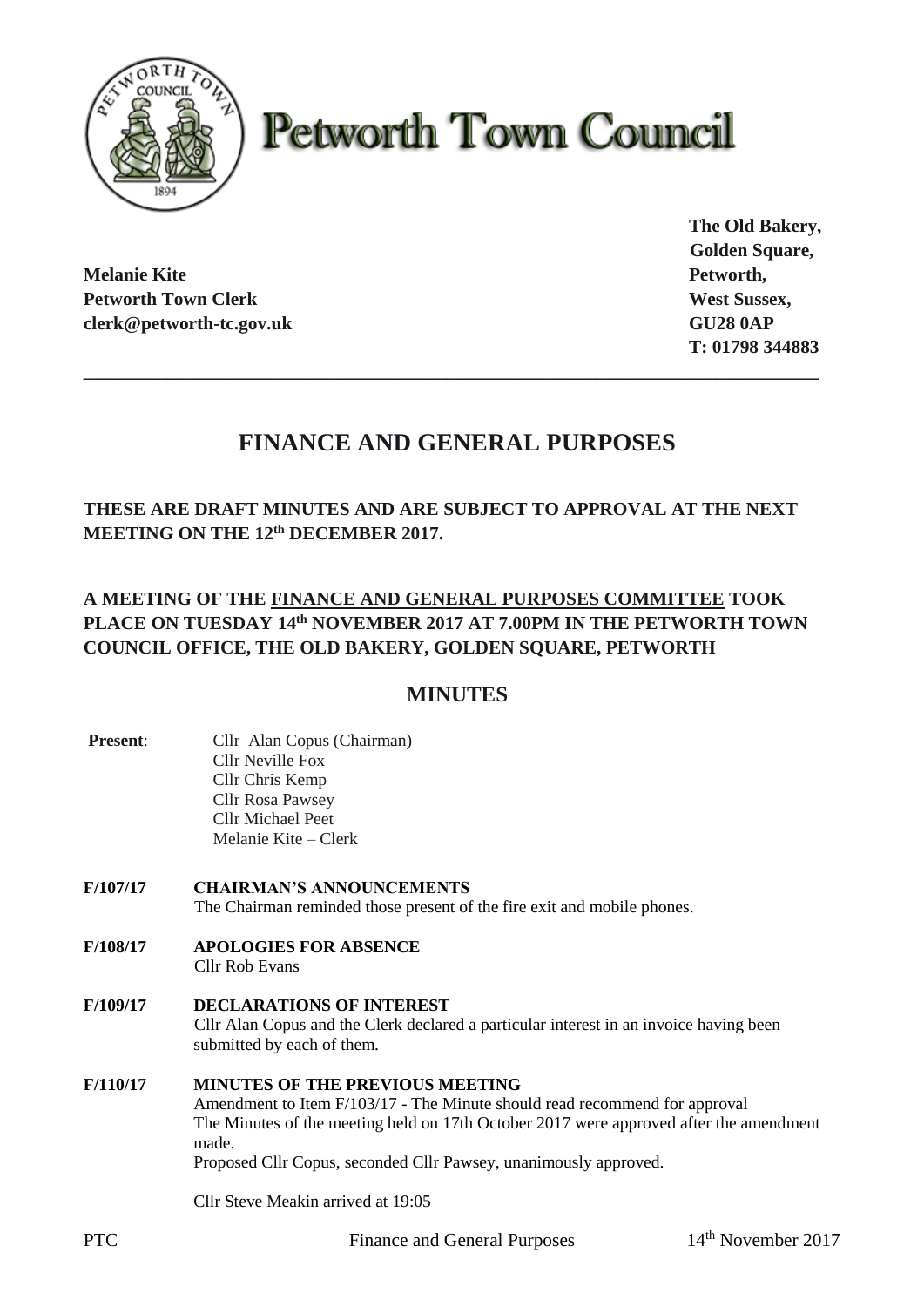# Petworth Town Council

**Melanie Kite**
**Petworth Town Clerk**
**clerk@petworth-tc.gov.uk**

**The Old Bakery,**
**Golden Square,**
**Petworth,**
**West Sussex,**
**GU28 0AP**
**T: 01798 344883**

---

## FINANCE AND GENERAL PURPOSES

**THESE ARE DRAFT MINUTES AND ARE SUBJECT TO APPROVAL AT THE NEXT MEETING ON THE 12th DECEMBER 2017.**

**A MEETING OF THE FINANCE AND GENERAL PURPOSES COMMITTEE TOOK PLACE ON TUESDAY 14th NOVEMBER 2017 AT 7.00PM IN THE PETWORTH TOWN COUNCIL OFFICE, THE OLD BAKERY, GOLDEN SQUARE, PETWORTH**

## MINUTES

**Present**:
Cllr Alan Copus (Chairman)
Cllr Neville Fox
Cllr Chris Kemp
Cllr Rosa Pawsey
Cllr Michael Peet
Melanie Kite – Clerk

**F/107/17 CHAIRMAN'S ANNOUNCEMENTS**
The Chairman reminded those present of the fire exit and mobile phones.

**F/108/17 APOLOGIES FOR ABSENCE**
Cllr Rob Evans

**F/109/17 DECLARATIONS OF INTEREST**
Cllr Alan Copus and the Clerk declared a particular interest in an invoice having been submitted by each of them.

**F/110/17 MINUTES OF THE PREVIOUS MEETING**
Amendment to Item F/103/17 - The Minute should read recommend for approval
The Minutes of the meeting held on 17th October 2017 were approved after the amendment made.
Proposed Cllr Copus, seconded Cllr Pawsey, unanimously approved.

Cllr Steve Meakin arrived at 19:05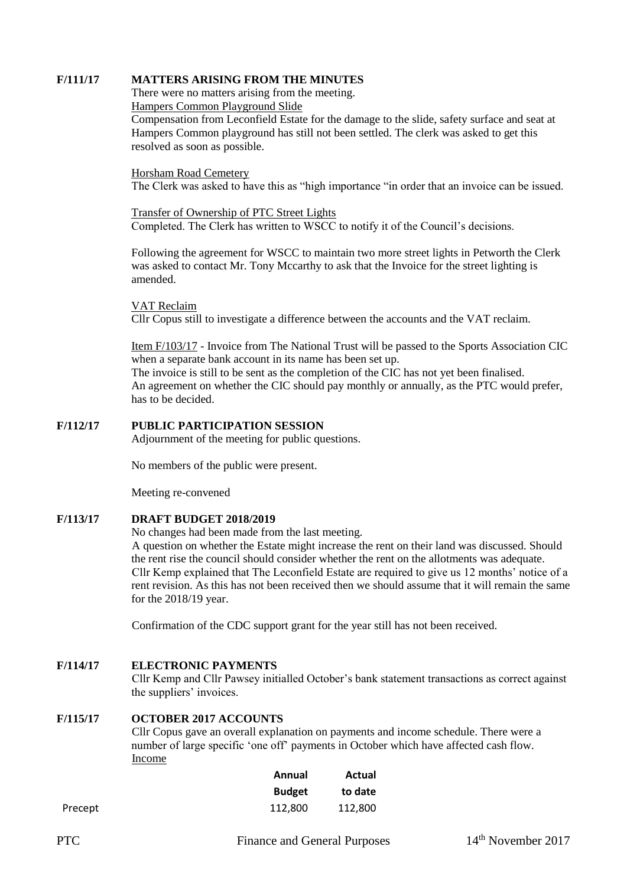**F/111/17 MATTERS ARISING FROM THE MINUTES**

There were no matters arising from the meeting.

Hampers Common Playground Slide

Compensation from Leconfield Estate for the damage to the slide, safety surface and seat at Hampers Common playground has still not been settled. The clerk was asked to get this resolved as soon as possible.

Horsham Road Cemetery

The Clerk was asked to have this as "high importance "in order that an invoice can be issued.

Transfer of Ownership of PTC Street Lights

Completed. The Clerk has written to WSCC to notify it of the Council's decisions.

Following the agreement for WSCC to maintain two more street lights in Petworth the Clerk was asked to contact Mr. Tony Mccarthy to ask that the Invoice for the street lighting is amended.

VAT Reclaim

Cllr Copus still to investigate a difference between the accounts and the VAT reclaim.

Item F/103/17 - Invoice from The National Trust will be passed to the Sports Association CIC when a separate bank account in its name has been set up.

The invoice is still to be sent as the completion of the CIC has not yet been finalised.

An agreement on whether the CIC should pay monthly or annually, as the PTC would prefer, has to be decided.

**F/112/17 PUBLIC PARTICIPATION SESSION**

Adjournment of the meeting for public questions.

No members of the public were present.

Meeting re-convened

**F/113/17 DRAFT BUDGET 2018/2019**

No changes had been made from the last meeting.

A question on whether the Estate might increase the rent on their land was discussed. Should the rent rise the council should consider whether the rent on the allotments was adequate.

Cllr Kemp explained that The Leconfield Estate are required to give us 12 months' notice of a rent revision. As this has not been received then we should assume that it will remain the same for the 2018/19 year.

Confirmation of the CDC support grant for the year still has not been received.

**F/114/17 ELECTRONIC PAYMENTS**

Cllr Kemp and Cllr Pawsey initialled October's bank statement transactions as correct against the suppliers' invoices.

**F/115/17 OCTOBER 2017 ACCOUNTS**

Cllr Copus gave an overall explanation on payments and income schedule. There were a number of large specific 'one off' payments in October which have affected cash flow.

Income

| | Annual Budget | Actual to date |
|---|---|---|
| Precept | 112,800 | 112,800 |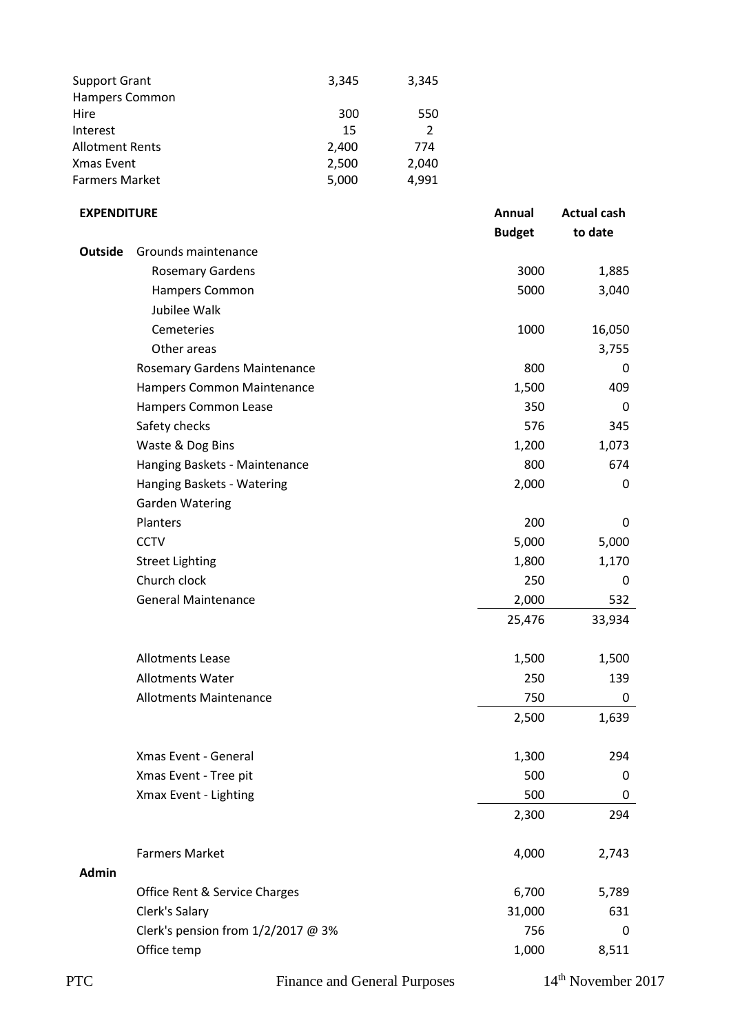| | | |
|---|---|---|
| Support Grant | 3,345 | 3,345 |
| Hampers Common | | |
| Hire | 300 | 550 |
| Interest | 15 | 2 |
| Allotment Rents | 2,400 | 774 |
| Xmas Event | 2,500 | 2,040 |
| Farmers Market | 5,000 | 4,991 |

| **EXPENDITURE** | | **Annual Budget** | **Actual cash to date** |
|---|---|---|---|
| **Outside** | Grounds maintenance | | |
| | Rosemary Gardens | 3000 | 1,885 |
| | Hampers Common | 5000 | 3,040 |
| | Jubilee Walk | | |
| | Cemeteries | 1000 | 16,050 |
| | Other areas | | 3,755 |
| | Rosemary Gardens Maintenance | 800 | 0 |
| | Hampers Common Maintenance | 1,500 | 409 |
| | Hampers Common Lease | 350 | 0 |
| | Safety checks | 576 | 345 |
| | Waste & Dog Bins | 1,200 | 1,073 |
| | Hanging Baskets - Maintenance | 800 | 674 |
| | Hanging Baskets - Watering | 2,000 | 0 |
| | Garden Watering | | |
| | Planters | 200 | 0 |
| | CCTV | 5,000 | 5,000 |
| | Street Lighting | 1,800 | 1,170 |
| | Church clock | 250 | 0 |
| | General Maintenance | 2,000 | 532 |
| | | 25,476 | 33,934 |
| | | | |
| | Allotments Lease | 1,500 | 1,500 |
| | Allotments Water | 250 | 139 |
| | Allotments Maintenance | 750 | 0 |
| | | 2,500 | 1,639 |
| | | | |
| | Xmas Event - General | 1,300 | 294 |
| | Xmas Event - Tree pit | 500 | 0 |
| | Xmax Event - Lighting | 500 | 0 |
| | | 2,300 | 294 |
| | | | |
| | Farmers Market | 4,000 | 2,743 |
| **Admin** | | | |
| | Office Rent & Service Charges | 6,700 | 5,789 |
| | Clerk's Salary | 31,000 | 631 |
| | Clerk's pension from 1/2/2017 @ 3% | 756 | 0 |
| | Office temp | 1,000 | 8,511 |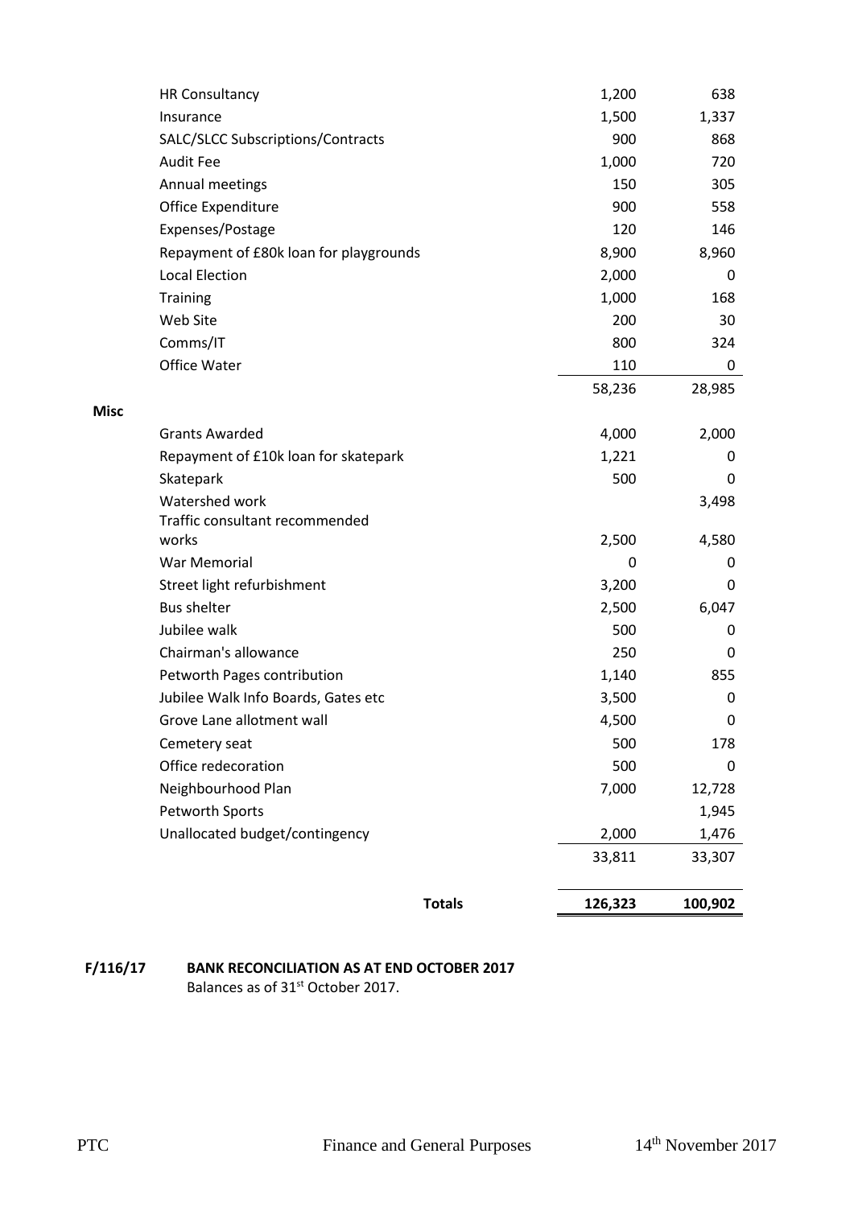| | | Budget | Actual |
|---|---|---|---|
| | HR Consultancy | 1,200 | 638 |
| | Insurance | 1,500 | 1,337 |
| | SALC/SLCC Subscriptions/Contracts | 900 | 868 |
| | Audit Fee | 1,000 | 720 |
| | Annual meetings | 150 | 305 |
| | Office Expenditure | 900 | 558 |
| | Expenses/Postage | 120 | 146 |
| | Repayment of £80k loan for playgrounds | 8,900 | 8,960 |
| | Local Election | 2,000 | 0 |
| | Training | 1,000 | 168 |
| | Web Site | 200 | 30 |
| | Comms/IT | 800 | 324 |
| | Office Water | 110 | 0 |
| | | 58,236 | 28,985 |
| **Misc** | | | |
| | Grants Awarded | 4,000 | 2,000 |
| | Repayment of £10k loan for skatepark | 1,221 | 0 |
| | Skatepark | 500 | 0 |
| | Watershed work | | 3,498 |
| | Traffic consultant recommended works | 2,500 | 4,580 |
| | War Memorial | 0 | 0 |
| | Street light refurbishment | 3,200 | 0 |
| | Bus shelter | 2,500 | 6,047 |
| | Jubilee walk | 500 | 0 |
| | Chairman's allowance | 250 | 0 |
| | Petworth Pages contribution | 1,140 | 855 |
| | Jubilee Walk Info Boards, Gates etc | 3,500 | 0 |
| | Grove Lane allotment wall | 4,500 | 0 |
| | Cemetery seat | 500 | 178 |
| | Office redecoration | 500 | 0 |
| | Neighbourhood Plan | 7,000 | 12,728 |
| | Petworth Sports | | 1,945 |
| | Unallocated budget/contingency | 2,000 | 1,476 |
| | | 33,811 | 33,307 |
| | **Totals** | **126,323** | **100,902** |

**F/116/17 BANK RECONCILIATION AS AT END OCTOBER 2017**

Balances as of 31st October 2017.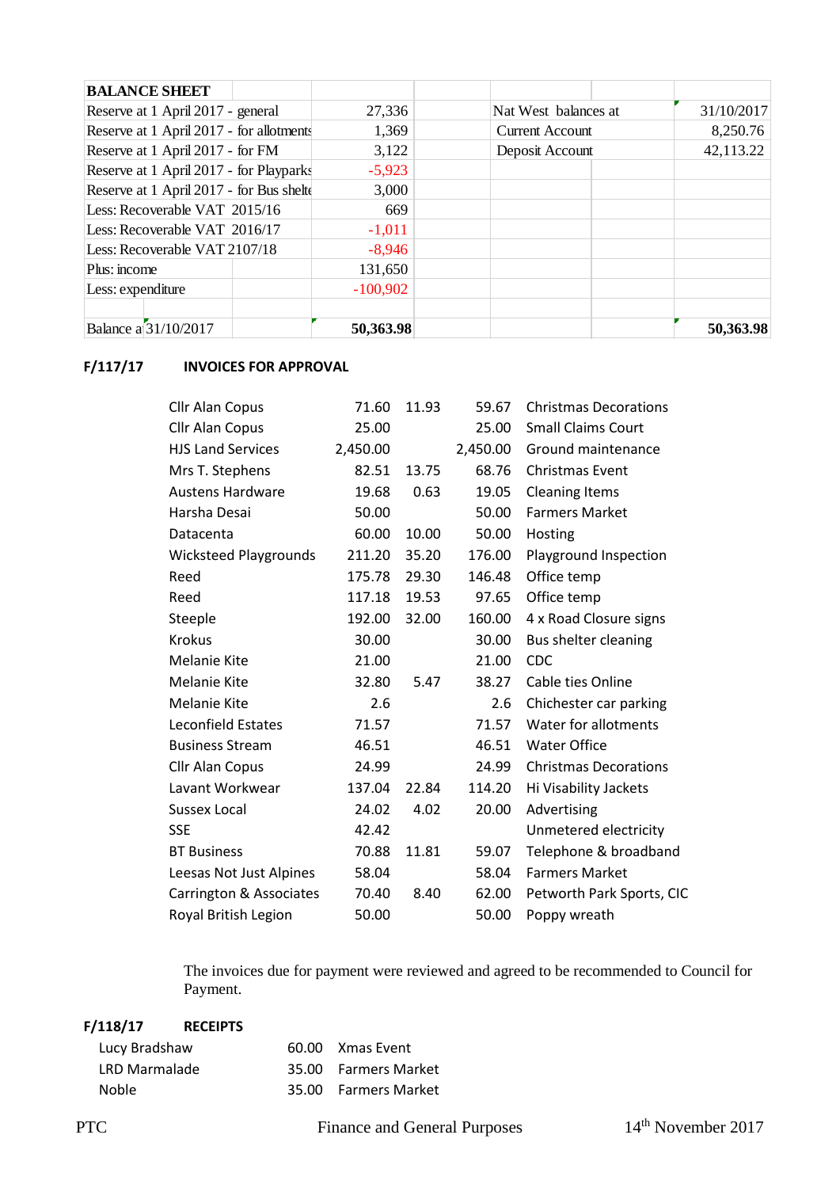| BALANCE SHEET | | | | |
|---|---|---|---|---|
| Reserve at 1 April 2017 - general | 27,336 | | Nat West balances at | 31/10/2017 |
| Reserve at 1 April 2017 - for allotments | 1,369 | | Current Account | 8,250.76 |
| Reserve at 1 April 2017 - for FM | 3,122 | | Deposit Account | 42,113.22 |
| Reserve at 1 April 2017 - for Playparks | -5,923 | | | |
| Reserve at 1 April 2017 - for Bus shelte | 3,000 | | | |
| Less: Recoverable VAT 2015/16 | 669 | | | |
| Less: Recoverable VAT 2016/17 | -1,011 | | | |
| Less: Recoverable VAT 2107/18 | -8,946 | | | |
| Plus: income | 131,650 | | | |
| Less: expenditure | -100,902 | | | |
| | | | | |
| Balance a 31/10/2017 | **50,363.98** | | | **50,363.98** |

**F/117/17 INVOICES FOR APPROVAL**

| | | | | |
|---|---|---|---|---|
| Cllr Alan Copus | 71.60 | 11.93 | 59.67 | Christmas Decorations |
| Cllr Alan Copus | 25.00 | | 25.00 | Small Claims Court |
| HJS Land Services | 2,450.00 | | 2,450.00 | Ground maintenance |
| Mrs T. Stephens | 82.51 | 13.75 | 68.76 | Christmas Event |
| Austens Hardware | 19.68 | 0.63 | 19.05 | Cleaning Items |
| Harsha Desai | 50.00 | | 50.00 | Farmers Market |
| Datacenta | 60.00 | 10.00 | 50.00 | Hosting |
| Wicksteed Playgrounds | 211.20 | 35.20 | 176.00 | Playground Inspection |
| Reed | 175.78 | 29.30 | 146.48 | Office temp |
| Reed | 117.18 | 19.53 | 97.65 | Office temp |
| Steeple | 192.00 | 32.00 | 160.00 | 4 x Road Closure signs |
| Krokus | 30.00 | | 30.00 | Bus shelter cleaning |
| Melanie Kite | 21.00 | | 21.00 | CDC |
| Melanie Kite | 32.80 | 5.47 | 38.27 | Cable ties Online |
| Melanie Kite | 2.6 | | 2.6 | Chichester car parking |
| Leconfield Estates | 71.57 | | 71.57 | Water for allotments |
| Business Stream | 46.51 | | 46.51 | Water Office |
| Cllr Alan Copus | 24.99 | | 24.99 | Christmas Decorations |
| Lavant Workwear | 137.04 | 22.84 | 114.20 | Hi Visability Jackets |
| Sussex Local | 24.02 | 4.02 | 20.00 | Advertising |
| SSE | 42.42 | | | Unmetered electricity |
| BT Business | 70.88 | 11.81 | 59.07 | Telephone & broadband |
| Leesas Not Just Alpines | 58.04 | | 58.04 | Farmers Market |
| Carrington & Associates | 70.40 | 8.40 | 62.00 | Petworth Park Sports, CIC |
| Royal British Legion | 50.00 | | 50.00 | Poppy wreath |

The invoices due for payment were reviewed and agreed to be recommended to Council for Payment.

**F/118/17 RECEIPTS**

| | | |
|---|---|---|
| Lucy Bradshaw | 60.00 | Xmas Event |
| LRD Marmalade | 35.00 | Farmers Market |
| Noble | 35.00 | Farmers Market |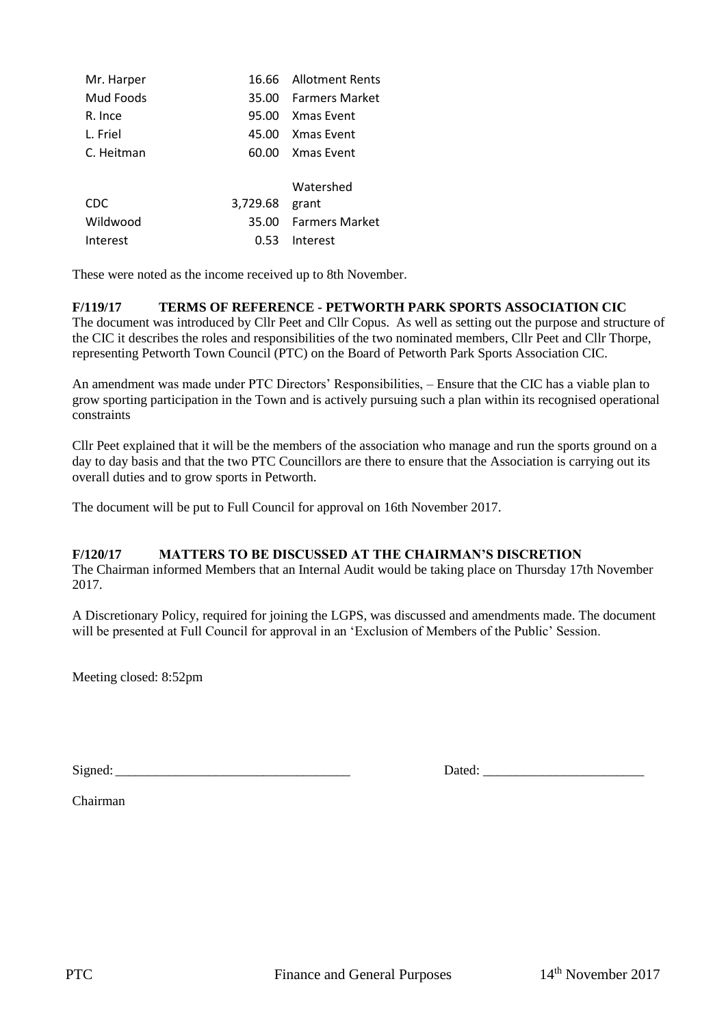| | | |
|---|---|---|
| Mr. Harper | 16.66 | Allotment Rents |
| Mud Foods | 35.00 | Farmers Market |
| R. Ince | 95.00 | Xmas Event |
| L. Friel | 45.00 | Xmas Event |
| C. Heitman | 60.00 | Xmas Event |
| CDC | 3,729.68 | Watershed grant |
| Wildwood | 35.00 | Farmers Market |
| Interest | 0.53 | Interest |

These were noted as the income received up to 8th November.

**F/119/17 TERMS OF REFERENCE - PETWORTH PARK SPORTS ASSOCIATION CIC**

The document was introduced by Cllr Peet and Cllr Copus. As well as setting out the purpose and structure of the CIC it describes the roles and responsibilities of the two nominated members, Cllr Peet and Cllr Thorpe, representing Petworth Town Council (PTC) on the Board of Petworth Park Sports Association CIC.

An amendment was made under PTC Directors' Responsibilities, – Ensure that the CIC has a viable plan to grow sporting participation in the Town and is actively pursuing such a plan within its recognised operational constraints

Cllr Peet explained that it will be the members of the association who manage and run the sports ground on a day to day basis and that the two PTC Councillors are there to ensure that the Association is carrying out its overall duties and to grow sports in Petworth.

The document will be put to Full Council for approval on 16th November 2017.

**F/120/17 MATTERS TO BE DISCUSSED AT THE CHAIRMAN'S DISCRETION**

The Chairman informed Members that an Internal Audit would be taking place on Thursday 17th November 2017.

A Discretionary Policy, required for joining the LGPS, was discussed and amendments made. The document will be presented at Full Council for approval in an 'Exclusion of Members of the Public' Session.

Meeting closed: 8:52pm

Signed: ___________________________________ Dated: ________________________

Chairman